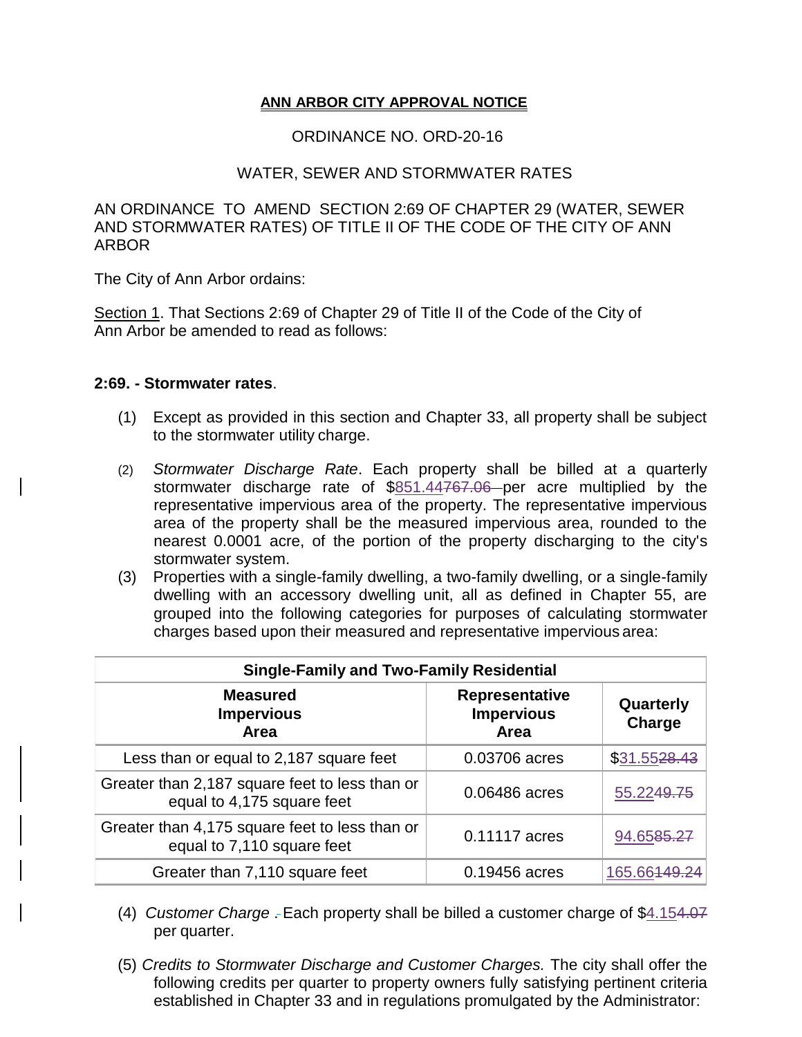**ANN ARBOR CITY APPROVAL NOTICE**

ORDINANCE NO. ORD-20-16

WATER, SEWER AND STORMWATER RATES

AN ORDINANCE TO AMEND SECTION 2:69 OF CHAPTER 29 (WATER, SEWER AND STORMWATER RATES) OF TITLE II OF THE CODE OF THE CITY OF ANN ARBOR

The City of Ann Arbor ordains:

Section 1. That Sections 2:69 of Chapter 29 of Title II of the Code of the City of Ann Arbor be amended to read as follows:

**2:69. - Stormwater rates**.

(1) Except as provided in this section and Chapter 33, all property shall be subject to the stormwater utility charge.

(2) *Stormwater Discharge Rate*. Each property shall be billed at a quarterly stormwater discharge rate of $851.44~~767.06~~ per acre multiplied by the representative impervious area of the property. The representative impervious area of the property shall be the measured impervious area, rounded to the nearest 0.0001 acre, of the portion of the property discharging to the city's stormwater system.

(3) Properties with a single-family dwelling, a two-family dwelling, or a single-family dwelling with an accessory dwelling unit, all as defined in Chapter 55, are grouped into the following categories for purposes of calculating stormwater charges based upon their measured and representative impervious area:

| Single-Family and Two-Family Residential | | |
|---|---|---|
| **Measured Impervious Area** | **Representative Impervious Area** | **Quarterly Charge** |
| Less than or equal to 2,187 square feet | 0.03706 acres | $31.55~~28.43~~ |
| Greater than 2,187 square feet to less than or equal to 4,175 square feet | 0.06486 acres | 55.22~~49.75~~ |
| Greater than 4,175 square feet to less than or equal to 7,110 square feet | 0.11117 acres | 94.65~~85.27~~ |
| Greater than 7,110 square feet | 0.19456 acres | 165.66~~149.24~~ |

(4) *Customer Charge* ~~.~~ Each property shall be billed a customer charge of $4.15~~4.07~~ per quarter.

(5) *Credits to Stormwater Discharge and Customer Charges.* The city shall offer the following credits per quarter to property owners fully satisfying pertinent criteria established in Chapter 33 and in regulations promulgated by the Administrator: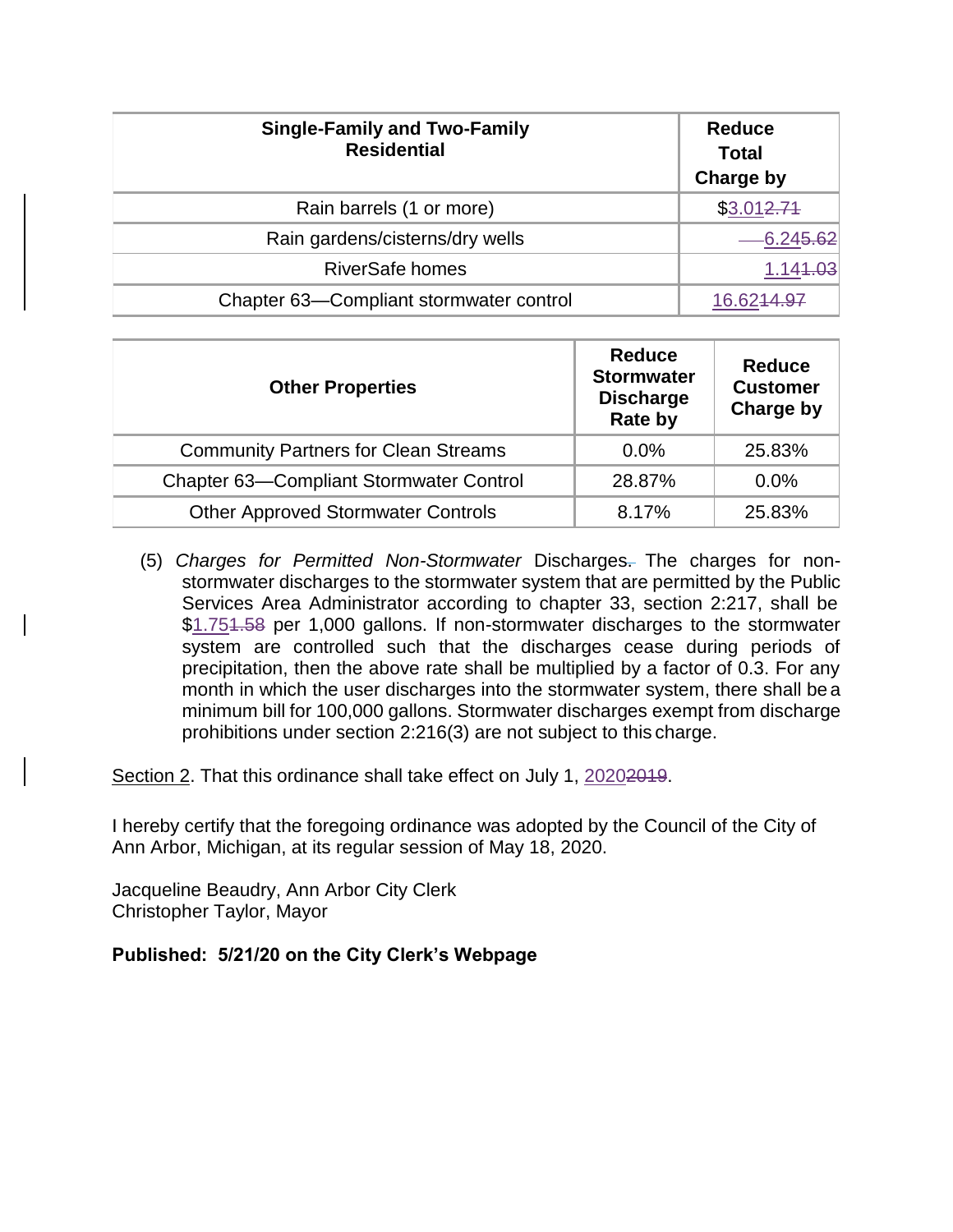| Single-Family and Two-Family Residential | Reduce Total Charge by |
|---|---|
| Rain barrels (1 or more) | $3.01~~2.71~~ |
| Rain gardens/cisterns/dry wells | 6.24~~5.62~~ |
| RiverSafe homes | 1.14~~1.03~~ |
| Chapter 63—Compliant stormwater control | 16.62~~14.97~~ |

| Other Properties | Reduce Stormwater Discharge Rate by | Reduce Customer Charge by |
|---|---|---|
| Community Partners for Clean Streams | 0.0% | 25.83% |
| Chapter 63—Compliant Stormwater Control | 28.87% | 0.0% |
| Other Approved Stormwater Controls | 8.17% | 25.83% |

(5) *Charges for Permitted Non-Stormwater* Discharges~~.~~ The charges for non-stormwater discharges to the stormwater system that are permitted by the Public Services Area Administrator according to chapter 33, section 2:217, shall be $1.75~~1.58~~ per 1,000 gallons. If non-stormwater discharges to the stormwater system are controlled such that the discharges cease during periods of precipitation, then the above rate shall be multiplied by a factor of 0.3. For any month in which the user discharges into the stormwater system, there shall be a minimum bill for 100,000 gallons. Stormwater discharges exempt from discharge prohibitions under section 2:216(3) are not subject to this charge.

Section 2. That this ordinance shall take effect on July 1, 2020~~2019~~.

I hereby certify that the foregoing ordinance was adopted by the Council of the City of Ann Arbor, Michigan, at its regular session of May 18, 2020.

Jacqueline Beaudry, Ann Arbor City Clerk
Christopher Taylor, Mayor

**Published: 5/21/20 on the City Clerk's Webpage**